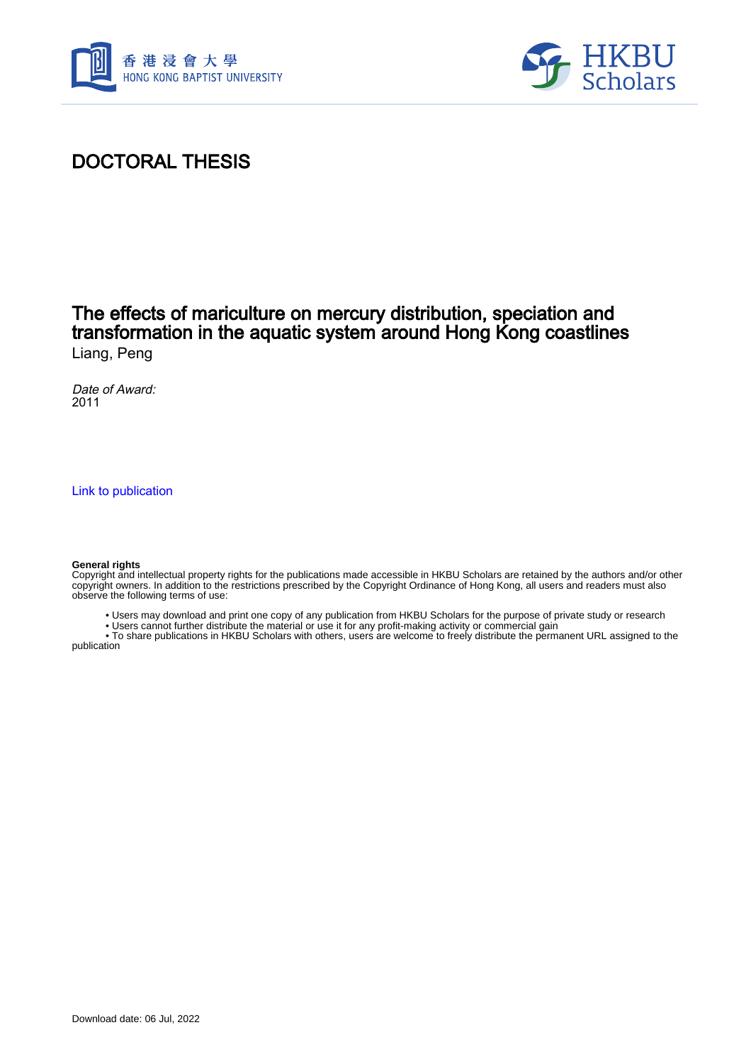# DOCTORAL THESIS

## The effects of mariculture on mercury distribution, speciation and transformation in the aquatic system around Hong Kong coastlines

Liang, Peng

*Date of Award:*
2011

Link to publication

**General rights**
Copyright and intellectual property rights for the publications made accessible in HKBU Scholars are retained by the authors and/or other copyright owners. In addition to the restrictions prescribed by the Copyright Ordinance of Hong Kong, all users and readers must also observe the following terms of use:

- Users may download and print one copy of any publication from HKBU Scholars for the purpose of private study or research
- Users cannot further distribute the material or use it for any profit-making activity or commercial gain
- To share publications in HKBU Scholars with others, users are welcome to freely distribute the permanent URL assigned to the publication

Download date: 06 Jul, 2022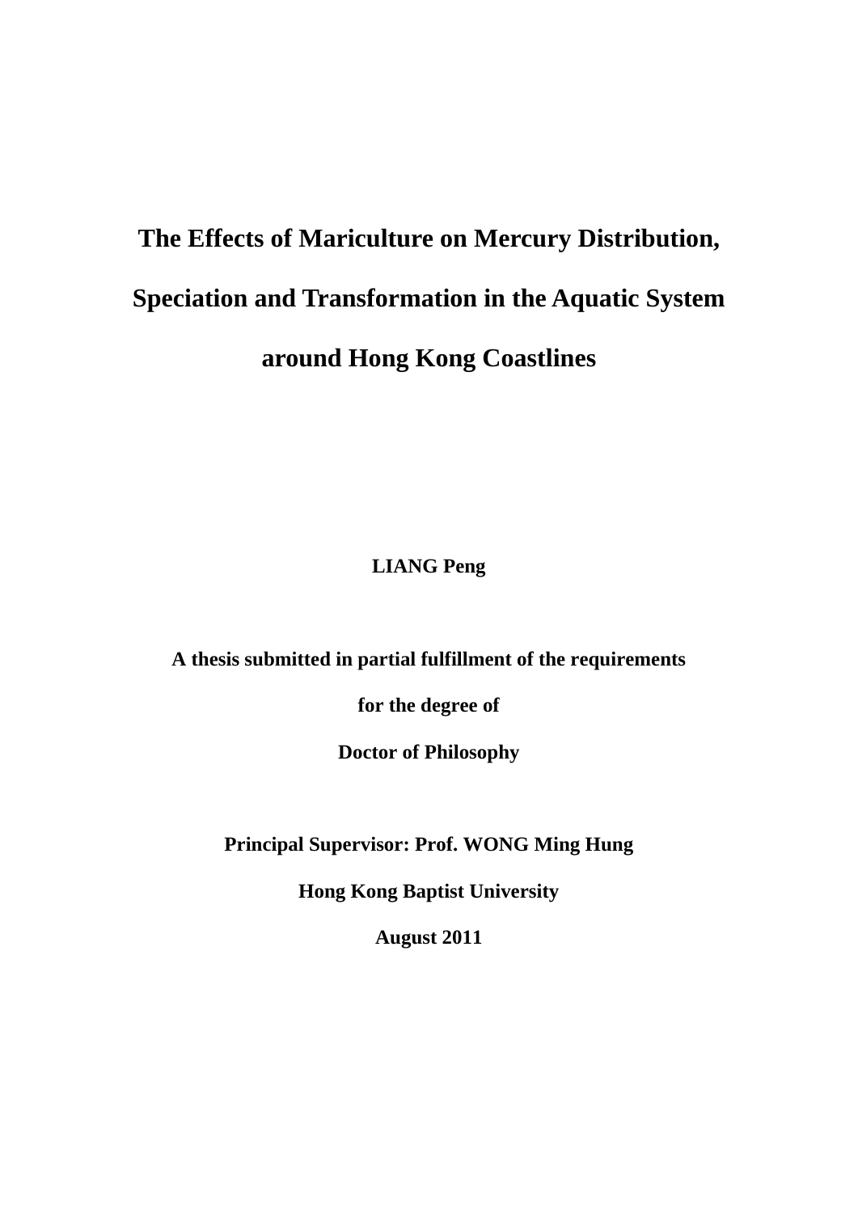# The Effects of Mariculture on Mercury Distribution, Speciation and Transformation in the Aquatic System around Hong Kong Coastlines

**LIANG Peng**

**A thesis submitted in partial fulfillment of the requirements**

**for the degree of**

**Doctor of Philosophy**

**Principal Supervisor: Prof. WONG Ming Hung**

**Hong Kong Baptist University**

**August 2011**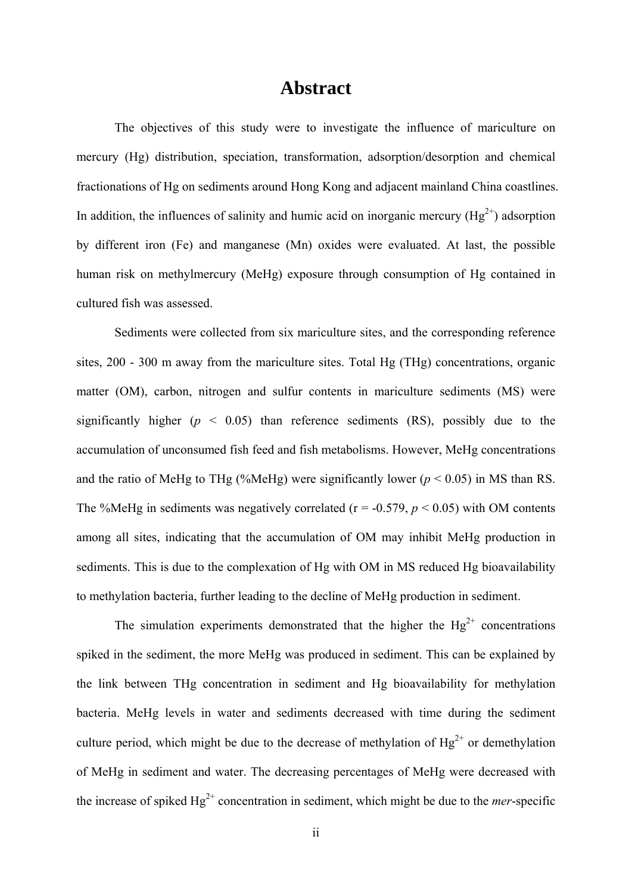# Abstract

The objectives of this study were to investigate the influence of mariculture on mercury (Hg) distribution, speciation, transformation, adsorption/desorption and chemical fractionations of Hg on sediments around Hong Kong and adjacent mainland China coastlines. In addition, the influences of salinity and humic acid on inorganic mercury ($Hg^{2+}$) adsorption by different iron (Fe) and manganese (Mn) oxides were evaluated. At last, the possible human risk on methylmercury (MeHg) exposure through consumption of Hg contained in cultured fish was assessed.

Sediments were collected from six mariculture sites, and the corresponding reference sites, 200 - 300 m away from the mariculture sites. Total Hg (THg) concentrations, organic matter (OM), carbon, nitrogen and sulfur contents in mariculture sediments (MS) were significantly higher ($p < 0.05$) than reference sediments (RS), possibly due to the accumulation of unconsumed fish feed and fish metabolisms. However, MeHg concentrations and the ratio of MeHg to THg (%MeHg) were significantly lower ($p < 0.05$) in MS than RS. The %MeHg in sediments was negatively correlated ($r = -0.579$, $p < 0.05$) with OM contents among all sites, indicating that the accumulation of OM may inhibit MeHg production in sediments. This is due to the complexation of Hg with OM in MS reduced Hg bioavailability to methylation bacteria, further leading to the decline of MeHg production in sediment.

The simulation experiments demonstrated that the higher the $Hg^{2+}$ concentrations spiked in the sediment, the more MeHg was produced in sediment. This can be explained by the link between THg concentration in sediment and Hg bioavailability for methylation bacteria. MeHg levels in water and sediments decreased with time during the sediment culture period, which might be due to the decrease of methylation of $Hg^{2+}$ or demethylation of MeHg in sediment and water. The decreasing percentages of MeHg were decreased with the increase of spiked $Hg^{2+}$ concentration in sediment, which might be due to the *mer*-specific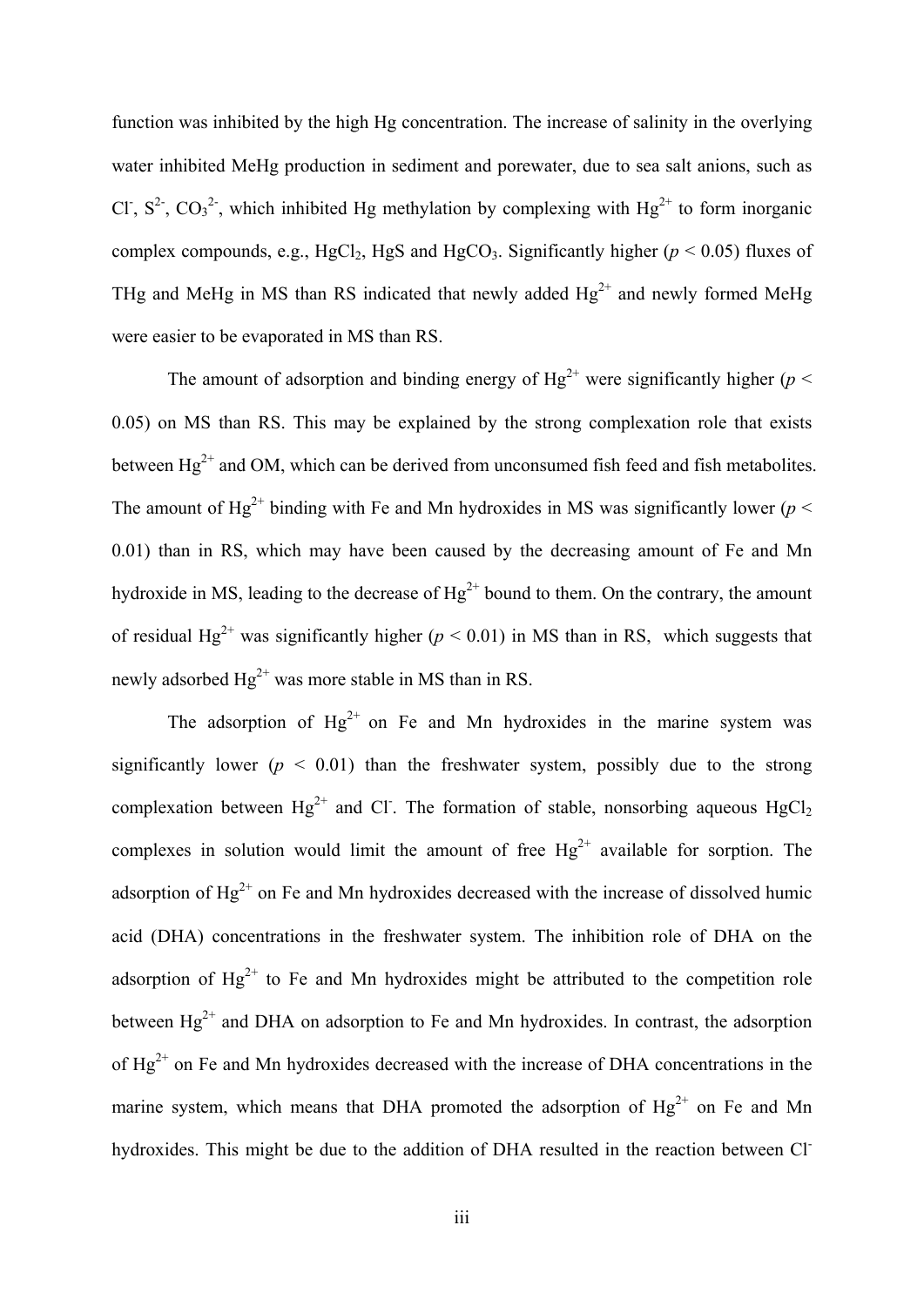function was inhibited by the high Hg concentration. The increase of salinity in the overlying water inhibited MeHg production in sediment and porewater, due to sea salt anions, such as $Cl^-$, $S^{2-}$, $CO_3^{2-}$, which inhibited Hg methylation by complexing with $Hg^{2+}$ to form inorganic complex compounds, e.g., $HgCl_2$, HgS and $HgCO_3$. Significantly higher ($p < 0.05$) fluxes of THg and MeHg in MS than RS indicated that newly added $Hg^{2+}$ and newly formed MeHg were easier to be evaporated in MS than RS.

The amount of adsorption and binding energy of $Hg^{2+}$ were significantly higher ($p < 0.05$) on MS than RS. This may be explained by the strong complexation role that exists between $Hg^{2+}$ and OM, which can be derived from unconsumed fish feed and fish metabolites. The amount of $Hg^{2+}$ binding with Fe and Mn hydroxides in MS was significantly lower ($p < 0.01$) than in RS, which may have been caused by the decreasing amount of Fe and Mn hydroxide in MS, leading to the decrease of $Hg^{2+}$ bound to them. On the contrary, the amount of residual $Hg^{2+}$ was significantly higher ($p < 0.01$) in MS than in RS, which suggests that newly adsorbed $Hg^{2+}$ was more stable in MS than in RS.

The adsorption of $Hg^{2+}$ on Fe and Mn hydroxides in the marine system was significantly lower ($p < 0.01$) than the freshwater system, possibly due to the strong complexation between $Hg^{2+}$ and $Cl^-$. The formation of stable, nonsorbing aqueous $HgCl_2$ complexes in solution would limit the amount of free $Hg^{2+}$ available for sorption. The adsorption of $Hg^{2+}$ on Fe and Mn hydroxides decreased with the increase of dissolved humic acid (DHA) concentrations in the freshwater system. The inhibition role of DHA on the adsorption of $Hg^{2+}$ to Fe and Mn hydroxides might be attributed to the competition role between $Hg^{2+}$ and DHA on adsorption to Fe and Mn hydroxides. In contrast, the adsorption of $Hg^{2+}$ on Fe and Mn hydroxides decreased with the increase of DHA concentrations in the marine system, which means that DHA promoted the adsorption of $Hg^{2+}$ on Fe and Mn hydroxides. This might be due to the addition of DHA resulted in the reaction between $Cl^-$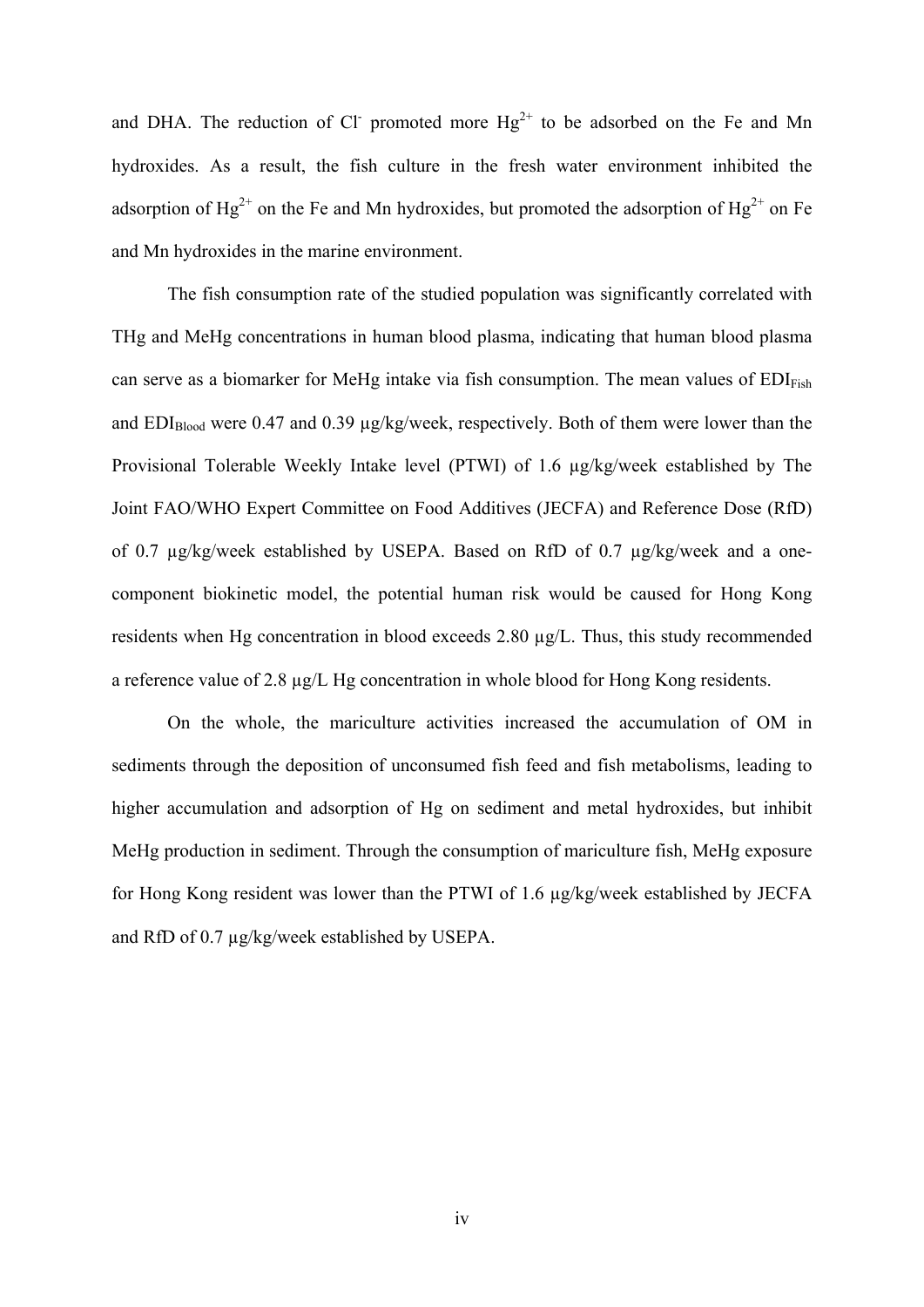and DHA. The reduction of $Cl^-$ promoted more $Hg^{2+}$ to be adsorbed on the Fe and Mn hydroxides. As a result, the fish culture in the fresh water environment inhibited the adsorption of $Hg^{2+}$ on the Fe and Mn hydroxides, but promoted the adsorption of $Hg^{2+}$ on Fe and Mn hydroxides in the marine environment.

The fish consumption rate of the studied population was significantly correlated with THg and MeHg concentrations in human blood plasma, indicating that human blood plasma can serve as a biomarker for MeHg intake via fish consumption. The mean values of $EDI_{Fish}$ and $EDI_{Blood}$ were 0.47 and 0.39 µg/kg/week, respectively. Both of them were lower than the Provisional Tolerable Weekly Intake level (PTWI) of 1.6 µg/kg/week established by The Joint FAO/WHO Expert Committee on Food Additives (JECFA) and Reference Dose (RfD) of 0.7 µg/kg/week established by USEPA. Based on RfD of 0.7 µg/kg/week and a one-component biokinetic model, the potential human risk would be caused for Hong Kong residents when Hg concentration in blood exceeds 2.80 µg/L. Thus, this study recommended a reference value of 2.8 µg/L Hg concentration in whole blood for Hong Kong residents.

On the whole, the mariculture activities increased the accumulation of OM in sediments through the deposition of unconsumed fish feed and fish metabolisms, leading to higher accumulation and adsorption of Hg on sediment and metal hydroxides, but inhibit MeHg production in sediment. Through the consumption of mariculture fish, MeHg exposure for Hong Kong resident was lower than the PTWI of 1.6 µg/kg/week established by JECFA and RfD of 0.7 µg/kg/week established by USEPA.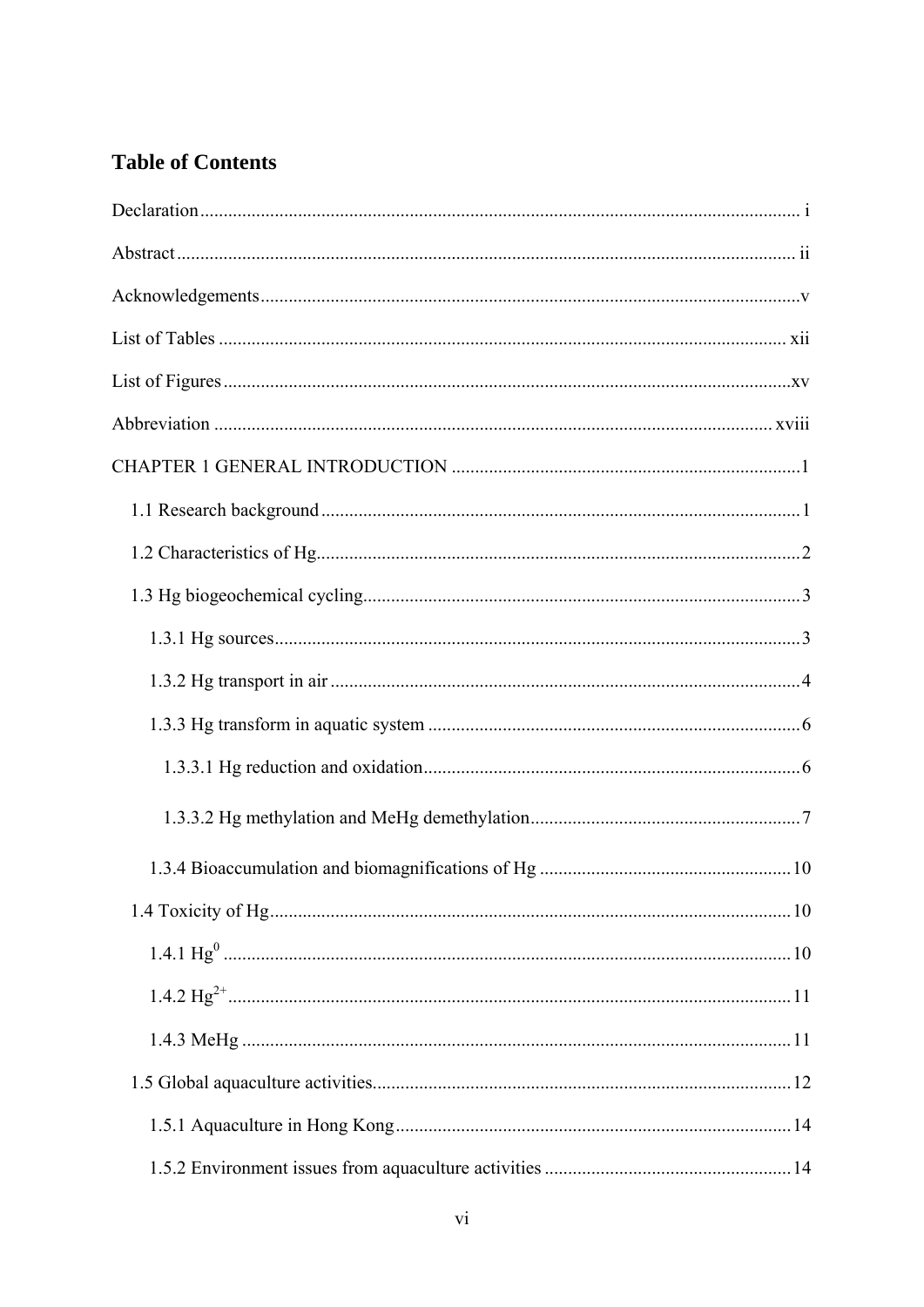## Table of Contents

Declaration ..... i

Abstract ..... ii

Acknowledgements ..... v

List of Tables ..... xii

List of Figures ..... xv

Abbreviation ..... xviii

CHAPTER 1 GENERAL INTRODUCTION ..... 1

- 1.1 Research background ..... 1
- 1.2 Characteristics of Hg ..... 2
- 1.3 Hg biogeochemical cycling ..... 3
  - 1.3.1 Hg sources ..... 3
  - 1.3.2 Hg transport in air ..... 4
  - 1.3.3 Hg transform in aquatic system ..... 6
    - 1.3.3.1 Hg reduction and oxidation ..... 6
    - 1.3.3.2 Hg methylation and MeHg demethylation ..... 7
  - 1.3.4 Bioaccumulation and biomagnifications of Hg ..... 10
- 1.4 Toxicity of Hg ..... 10
  - 1.4.1 $Hg^0$ ..... 10
  - 1.4.2 $Hg^{2+}$ ..... 11
  - 1.4.3 MeHg ..... 11
- 1.5 Global aquaculture activities ..... 12
  - 1.5.1 Aquaculture in Hong Kong ..... 14
  - 1.5.2 Environment issues from aquaculture activities ..... 14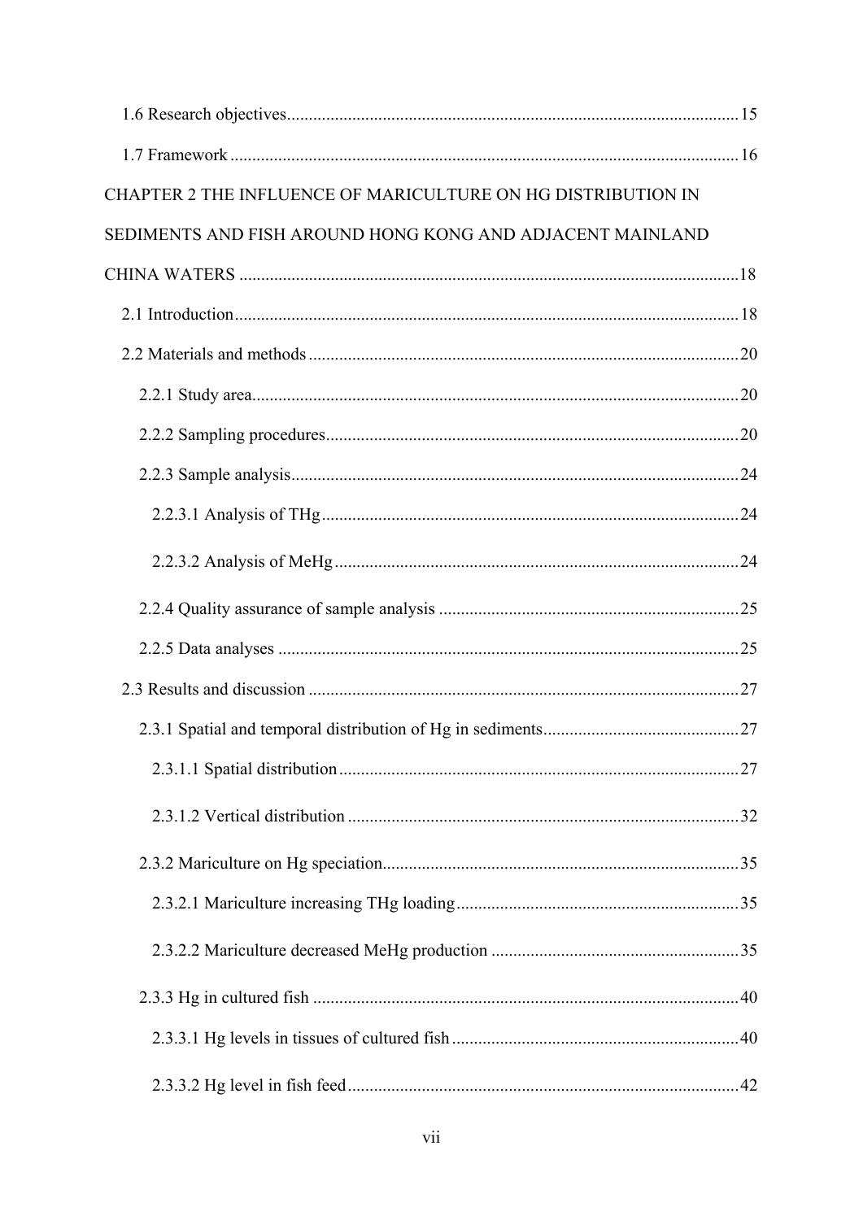1.6 Research objectives........................................................................................................15

1.7 Framework ....................................................................................................................16

CHAPTER 2 THE INFLUENCE OF MARICULTURE ON HG DISTRIBUTION IN SEDIMENTS AND FISH AROUND HONG KONG AND ADJACENT MAINLAND CHINA WATERS ..................................................................................................................18

2.1 Introduction..................................................................................................................18

2.2 Materials and methods .................................................................................................20

2.2.1 Study area...............................................................................................................20

2.2.2 Sampling procedures..............................................................................................20

2.2.3 Sample analysis......................................................................................................24

2.2.3.1 Analysis of THg...............................................................................................24

2.2.3.2 Analysis of MeHg............................................................................................24

2.2.4 Quality assurance of sample analysis ....................................................................25

2.2.5 Data analyses .........................................................................................................25

2.3 Results and discussion ..................................................................................................27

2.3.1 Spatial and temporal distribution of Hg in sediments............................................27

2.3.1.1 Spatial distribution...........................................................................................27

2.3.1.2 Vertical distribution .........................................................................................32

2.3.2 Mariculture on Hg speciation.................................................................................35

2.3.2.1 Mariculture increasing THg loading.................................................................35

2.3.2.2 Mariculture decreased MeHg production .........................................................35

2.3.3 Hg in cultured fish .................................................................................................40

2.3.3.1 Hg levels in tissues of cultured fish .................................................................40

2.3.3.2 Hg level in fish feed.........................................................................................42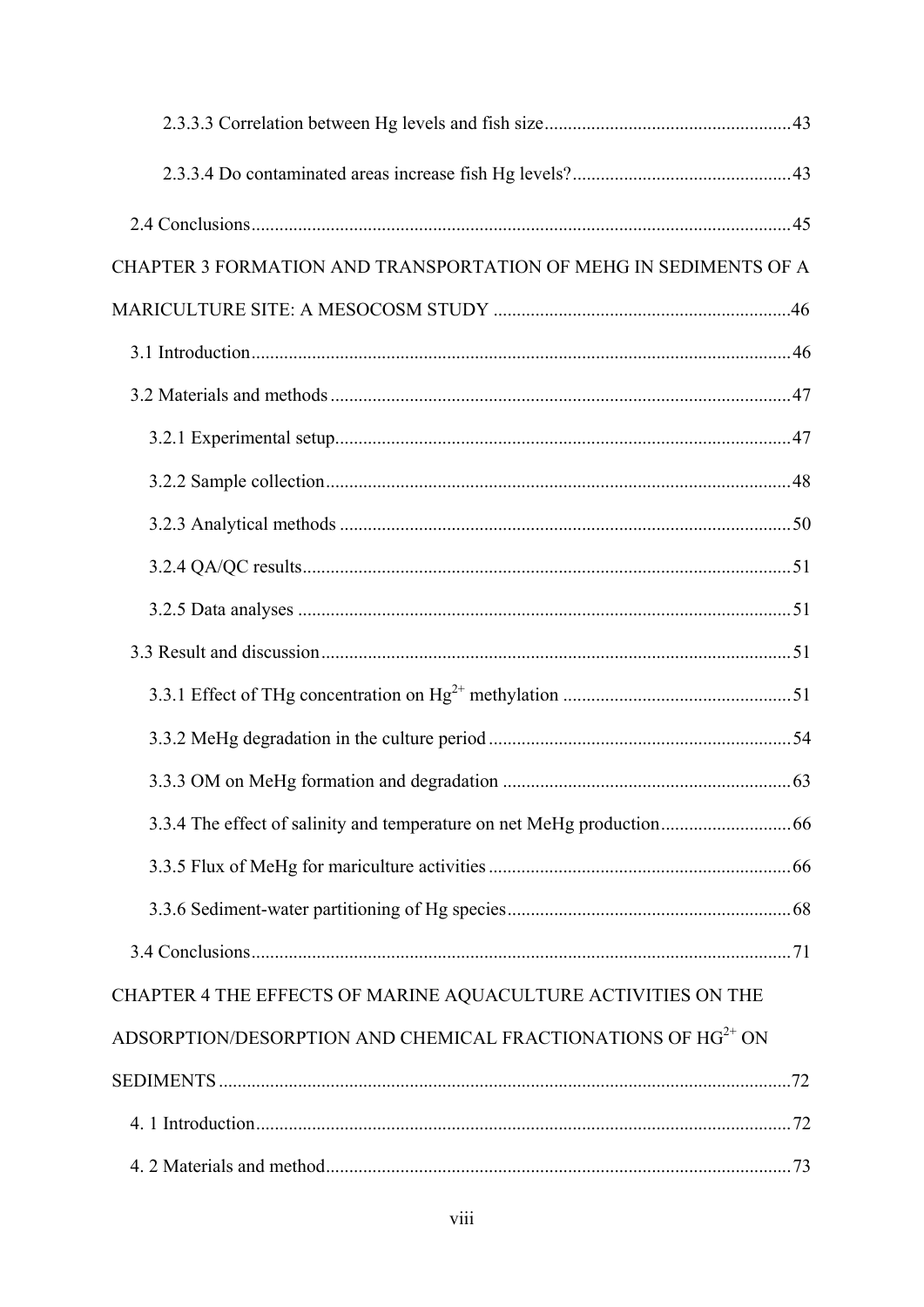2.3.3.3 Correlation between Hg levels and fish size....................................................43

2.3.3.4 Do contaminated areas increase fish Hg levels?...............................................43

2.4 Conclusions...................................................................................................45

CHAPTER 3 FORMATION AND TRANSPORTATION OF MEHG IN SEDIMENTS OF A MARICULTURE SITE: A MESOCOSM STUDY ...............................................................46

3.1 Introduction...................................................................................................46

3.2 Materials and methods..................................................................................47

3.2.1 Experimental setup.................................................................................47

3.2.2 Sample collection...................................................................................48

3.2.3 Analytical methods ................................................................................50

3.2.4 QA/QC results........................................................................................51

3.2.5 Data analyses .........................................................................................51

3.3 Result and discussion....................................................................................51

3.3.1 Effect of THg concentration on $Hg^{2+}$ methylation ................................................51

3.3.2 MeHg degradation in the culture period ................................................................54

3.3.3 OM on MeHg formation and degradation .............................................................63

3.3.4 The effect of salinity and temperature on net MeHg production............................66

3.3.5 Flux of MeHg for mariculture activities ................................................................66

3.3.6 Sediment-water partitioning of Hg species............................................................68

3.4 Conclusions...................................................................................................71

CHAPTER 4 THE EFFECTS OF MARINE AQUACULTURE ACTIVITIES ON THE ADSORPTION/DESORPTION AND CHEMICAL FRACTIONATIONS OF $HG^{2+}$ ON SEDIMENTS..........................................................................................................72

4. 1 Introduction..................................................................................................72

4. 2 Materials and method...................................................................................73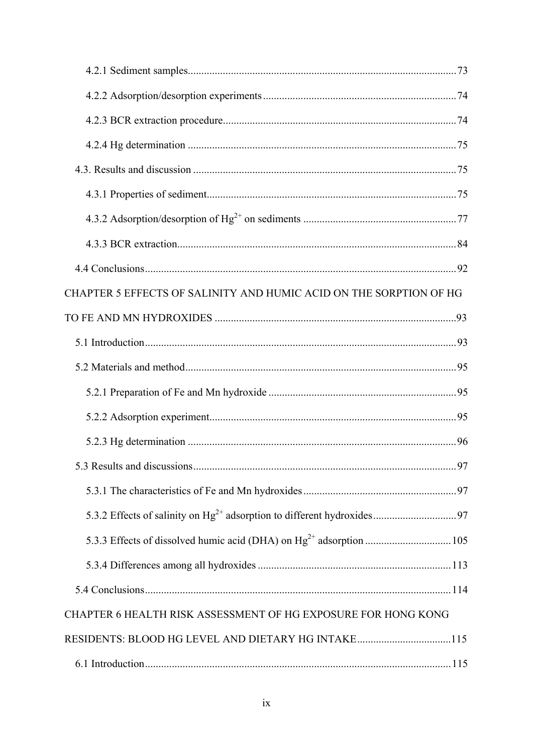4.2.1 Sediment samples....................................................................................................73

4.2.2 Adsorption/desorption experiments........................................................................74

4.2.3 BCR extraction procedure.......................................................................................74

4.2.4 Hg determination ....................................................................................................75

4.3. Results and discussion ..................................................................................................75

4.3.1 Properties of sediment.............................................................................................75

4.3.2 Adsorption/desorption of $Hg^{2+}$ on sediments .........................................................77

4.3.3 BCR extraction........................................................................................................84

4.4 Conclusions....................................................................................................................92

CHAPTER 5 EFFECTS OF SALINITY AND HUMIC ACID ON THE SORPTION OF HG TO FE AND MN HYDROXIDES ..........................................................................................93

5.1 Introduction....................................................................................................................93

5.2 Materials and method.....................................................................................................95

5.2.1 Preparation of Fe and Mn hydroxide ......................................................................95

5.2.2 Adsorption experiment............................................................................................95

5.2.3 Hg determination ....................................................................................................96

5.3 Results and discussions..................................................................................................97

5.3.1 The characteristics of Fe and Mn hydroxides .........................................................97

5.3.2 Effects of salinity on $Hg^{2+}$ adsorption to different hydroxides...............................97

5.3.3 Effects of dissolved humic acid (DHA) on $Hg^{2+}$ adsorption ................................105

5.3.4 Differences among all hydroxides ........................................................................113

5.4 Conclusions..................................................................................................................114

CHAPTER 6 HEALTH RISK ASSESSMENT OF HG EXPOSURE FOR HONG KONG RESIDENTS: BLOOD HG LEVEL AND DIETARY HG INTAKE...................................115

6.1 Introduction..................................................................................................................115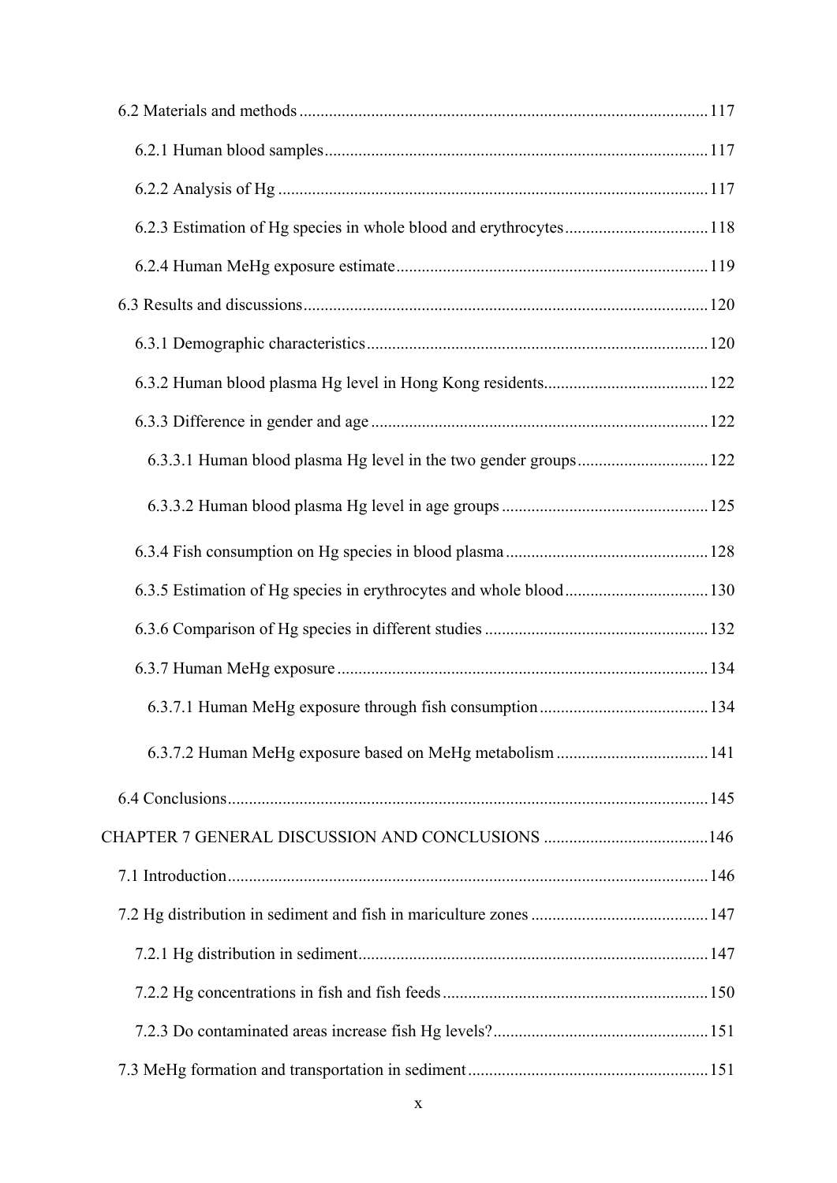6.2 Materials and methods ............................................................................................117

6.2.1 Human blood samples ......................................................................................117

6.2.2 Analysis of Hg ................................................................................................117

6.2.3 Estimation of Hg species in whole blood and erythrocytes ..................................118

6.2.4 Human MeHg exposure estimate .......................................................................119

6.3 Results and discussions ...........................................................................................120

6.3.1 Demographic characteristics ............................................................................120

6.3.2 Human blood plasma Hg level in Hong Kong residents ......................................122

6.3.3 Difference in gender and age ...........................................................................122

6.3.3.1 Human blood plasma Hg level in the two gender groups ...............................122

6.3.3.2 Human blood plasma Hg level in age groups ...............................................125

6.3.4 Fish consumption on Hg species in blood plasma ...............................................128

6.3.5 Estimation of Hg species in erythrocytes and whole blood ..................................130

6.3.6 Comparison of Hg species in different studies ....................................................132

6.3.7 Human MeHg exposure ...................................................................................134

6.3.7.1 Human MeHg exposure through fish consumption .......................................134

6.3.7.2 Human MeHg exposure based on MeHg metabolism ...................................141

6.4 Conclusions ...........................................................................................................145

CHAPTER 7 GENERAL DISCUSSION AND CONCLUSIONS .......................................146

7.1 Introduction ...........................................................................................................146

7.2 Hg distribution in sediment and fish in mariculture zones ..........................................147

7.2.1 Hg distribution in sediment ...............................................................................147

7.2.2 Hg concentrations in fish and fish feeds .............................................................150

7.2.3 Do contaminated areas increase fish Hg levels? ...................................................151

7.3 MeHg formation and transportation in sediment ........................................................151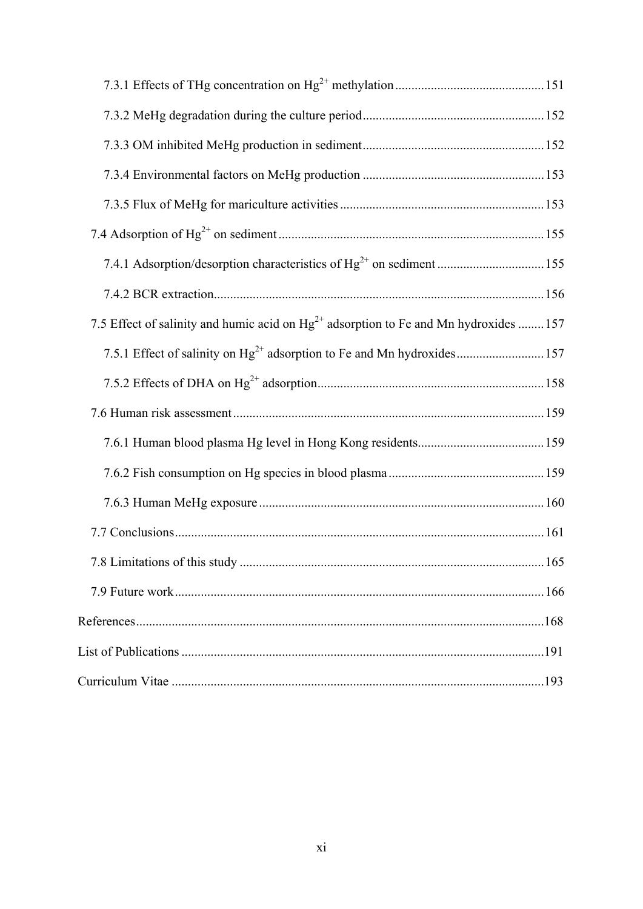7.3.1 Effects of THg concentration on $Hg^{2+}$ methylation .......... 151

7.3.2 MeHg degradation during the culture period .......... 152

7.3.3 OM inhibited MeHg production in sediment .......... 152

7.3.4 Environmental factors on MeHg production .......... 153

7.3.5 Flux of MeHg for mariculture activities .......... 153

7.4 Adsorption of $Hg^{2+}$ on sediment .......... 155

7.4.1 Adsorption/desorption characteristics of $Hg^{2+}$ on sediment .......... 155

7.4.2 BCR extraction .......... 156

7.5 Effect of salinity and humic acid on $Hg^{2+}$ adsorption to Fe and Mn hydroxides .......... 157

7.5.1 Effect of salinity on $Hg^{2+}$ adsorption to Fe and Mn hydroxides .......... 157

7.5.2 Effects of DHA on $Hg^{2+}$ adsorption .......... 158

7.6 Human risk assessment .......... 159

7.6.1 Human blood plasma Hg level in Hong Kong residents .......... 159

7.6.2 Fish consumption on Hg species in blood plasma .......... 159

7.6.3 Human MeHg exposure .......... 160

7.7 Conclusions .......... 161

7.8 Limitations of this study .......... 165

7.9 Future work .......... 166

References .......... 168

List of Publications .......... 191

Curriculum Vitae .......... 193